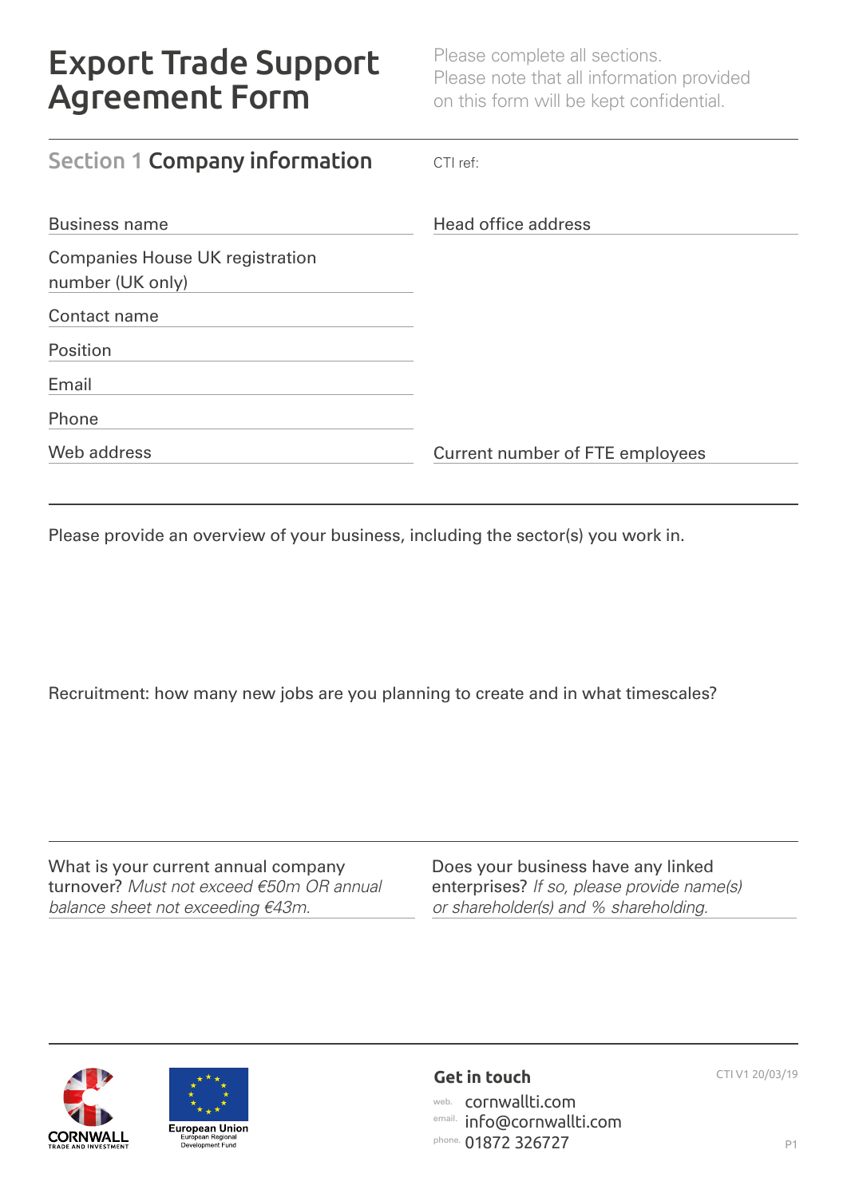# Export Trade Support Agreement Form

Please complete all sections.
Please note that all information provided on this form will be kept confidential.

## Section 1 Company information

CTI ref:

Business name

Companies House UK registration number (UK only)

Contact name

Position

Email

Phone

Web address

Head office address

Current number of FTE employees

Please provide an overview of your business, including the sector(s) you work in.

Recruitment: how many new jobs are you planning to create and in what timescales?

What is your current annual company turnover? *Must not exceed €50m OR annual balance sheet not exceeding €43m.*

Does your business have any linked enterprises? *If so, please provide name(s) or shareholder(s) and % shareholding.*

CORNWALL TRADE AND INVESTMENT

European Union European Regional Development Fund

**Get in touch**

web. cornwallti.com
email. info@cornwallti.com
phone. 01872 326727

CTI V1 20/03/19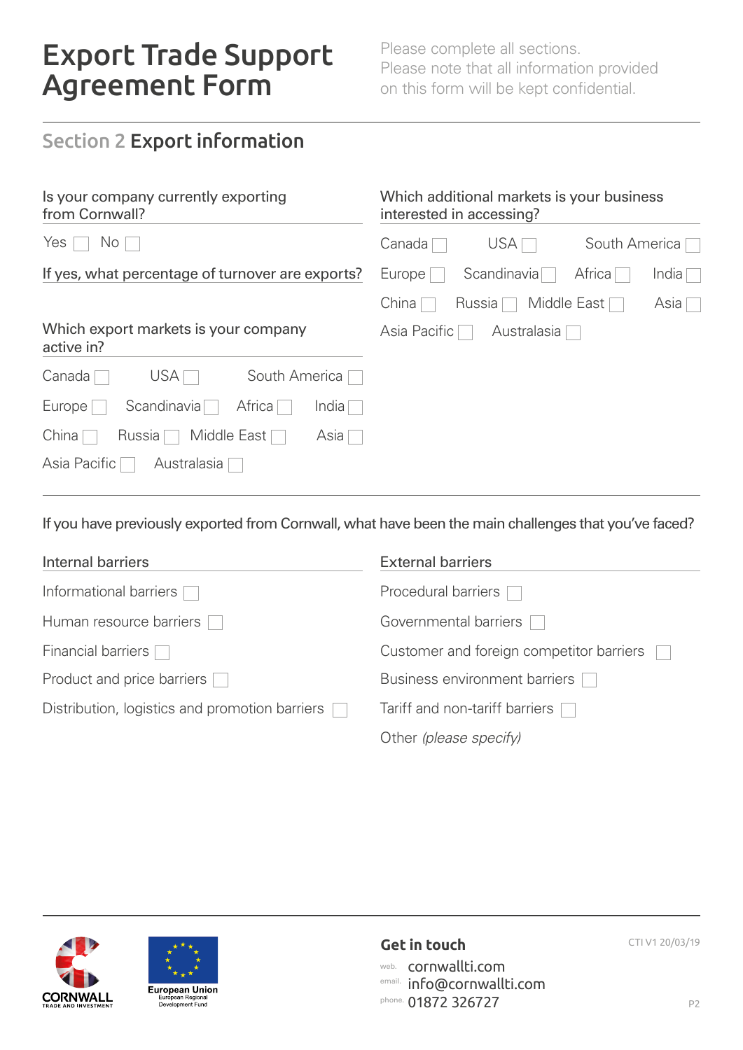# Export Trade Support Agreement Form

Please complete all sections.
Please note that all information provided on this form will be kept confidential.

## Section 2 Export information

**Is your company currently exporting from Cornwall?**

Yes ☐ No ☐

**If yes, what percentage of turnover are exports?**

**Which export markets is your company active in?**

Canada ☐ USA ☐ South America ☐
Europe ☐ Scandinavia ☐ Africa ☐ India ☐
China ☐ Russia ☐ Middle East ☐ Asia ☐
Asia Pacific ☐ Australasia ☐

**Which additional markets is your business interested in accessing?**

Canada ☐ USA ☐ South America ☐
Europe ☐ Scandinavia ☐ Africa ☐ India ☐
China ☐ Russia ☐ Middle East ☐ Asia ☐
Asia Pacific ☐ Australasia ☐

**If you have previously exported from Cornwall, what have been the main challenges that you've faced?**

**Internal barriers**

- Informational barriers ☐
- Human resource barriers ☐
- Financial barriers ☐
- Product and price barriers ☐
- Distribution, logistics and promotion barriers ☐

**External barriers**

- Procedural barriers ☐
- Governmental barriers ☐
- Customer and foreign competitor barriers ☐
- Business environment barriers ☐
- Tariff and non-tariff barriers ☐
- Other *(please specify)*

CORNWALL TRADE AND INVESTMENT

European Union
European Regional Development Fund

**Get in touch**

web. cornwallti.com
email. info@cornwallti.com
phone. 01872 326727

CTI V1 20/03/19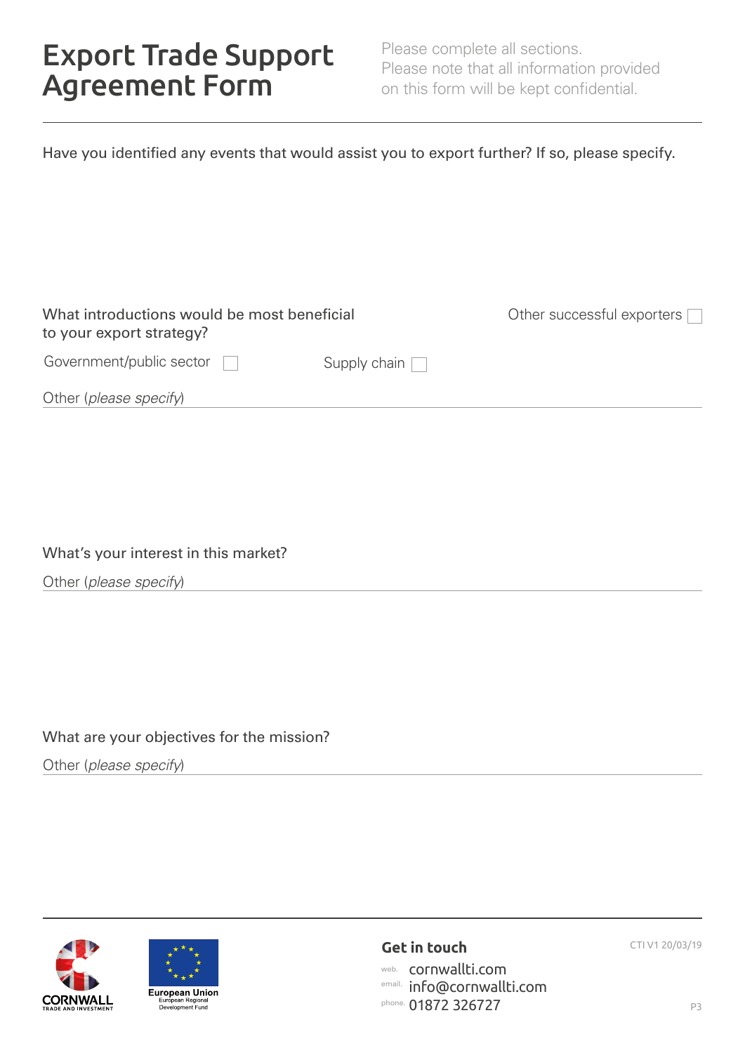# Export Trade Support Agreement Form

Please complete all sections.
Please note that all information provided on this form will be kept confidential.

Have you identified any events that would assist you to export further? If so, please specify.

What introductions would be most beneficial to your export strategy?

- Other successful exporters ☐
- Government/public sector ☐
- Supply chain ☐

Other (*please specify*)

What's your interest in this market?

Other (*please specify*)

What are your objectives for the mission?

Other (*please specify*)

CORNWALL TRADE AND INVESTMENT

European Union
European Regional Development Fund

**Get in touch**

web. cornwallti.com
email. info@cornwallti.com
phone. 01872 326727

CTI V1 20/03/19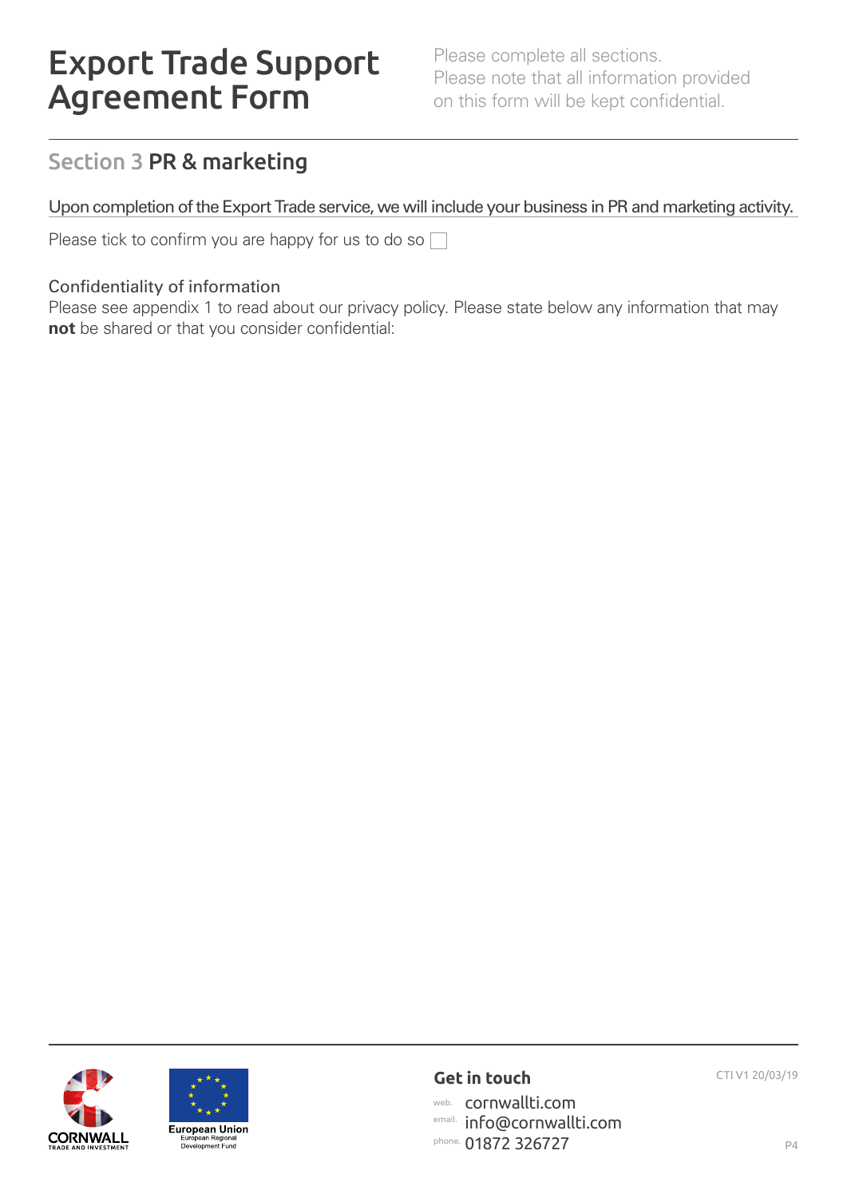# Export Trade Support Agreement Form

Please complete all sections.
Please note that all information provided on this form will be kept confidential.

## Section 3 PR & marketing

Upon completion of the Export Trade service, we will include your business in PR and marketing activity.

Please tick to confirm you are happy for us to do so ☐

### Confidentiality of information

Please see appendix 1 to read about our privacy policy. Please state below any information that may **not** be shared or that you consider confidential:

CORNWALL TRADE AND INVESTMENT

European Union
European Regional Development Fund

**Get in touch**

web. cornwallti.com
email. info@cornwallti.com
phone. 01872 326727

CTI V1 20/03/19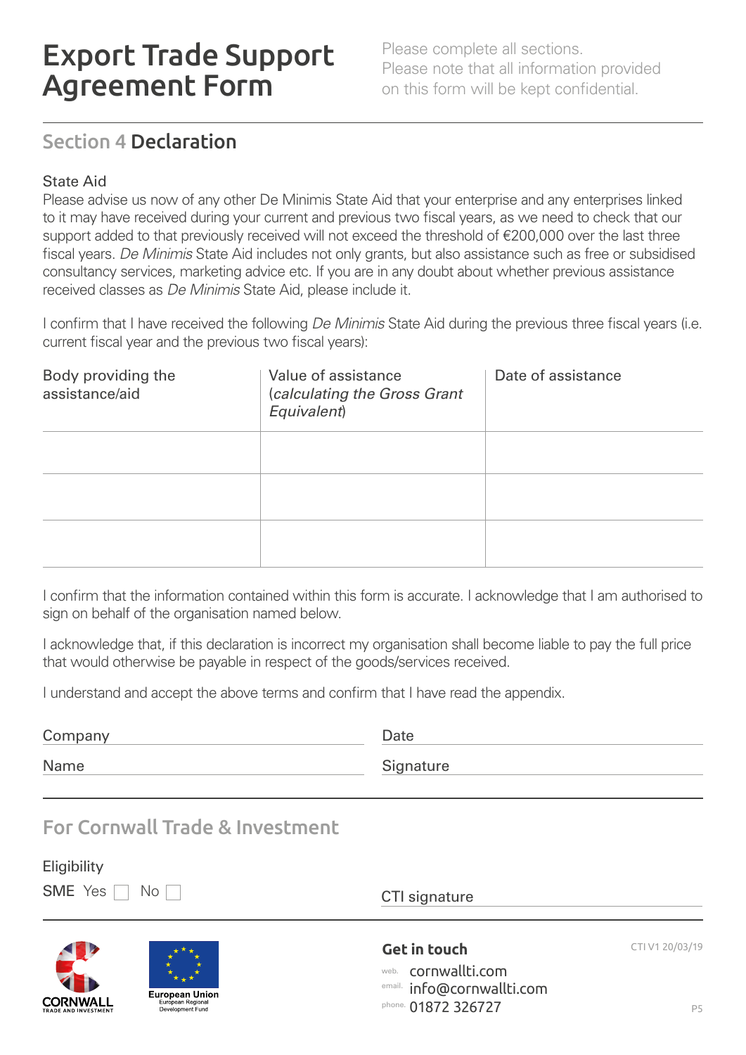# Export Trade Support Agreement Form

Please complete all sections.
Please note that all information provided on this form will be kept confidential.

## Section 4 Declaration

### State Aid

Please advise us now of any other De Minimis State Aid that your enterprise and any enterprises linked to it may have received during your current and previous two fiscal years, as we need to check that our support added to that previously received will not exceed the threshold of €200,000 over the last three fiscal years. *De Minimis* State Aid includes not only grants, but also assistance such as free or subsidised consultancy services, marketing advice etc. If you are in any doubt about whether previous assistance received classes as *De Minimis* State Aid, please include it.

I confirm that I have received the following *De Minimis* State Aid during the previous three fiscal years (i.e. current fiscal year and the previous two fiscal years):

| Body providing the assistance/aid | Value of assistance (*calculating the Gross Grant Equivalent*) | Date of assistance |
|---|---|---|
| | | |
| | | |
| | | |

I confirm that the information contained within this form is accurate. I acknowledge that I am authorised to sign on behalf of the organisation named below.

I acknowledge that, if this declaration is incorrect my organisation shall become liable to pay the full price that would otherwise be payable in respect of the goods/services received.

I understand and accept the above terms and confirm that I have read the appendix.

Company ______________________ Date ______________________

Name ______________________ Signature ______________________

## For Cornwall Trade & Investment

Eligibility

SME Yes ☐ No ☐

CTI signature ______________________

CORNWALL TRADE AND INVESTMENT

European Union European Regional Development Fund

**Get in touch**

web. cornwallti.com
email. info@cornwallti.com
phone. 01872 326727

CTI V1 20/03/19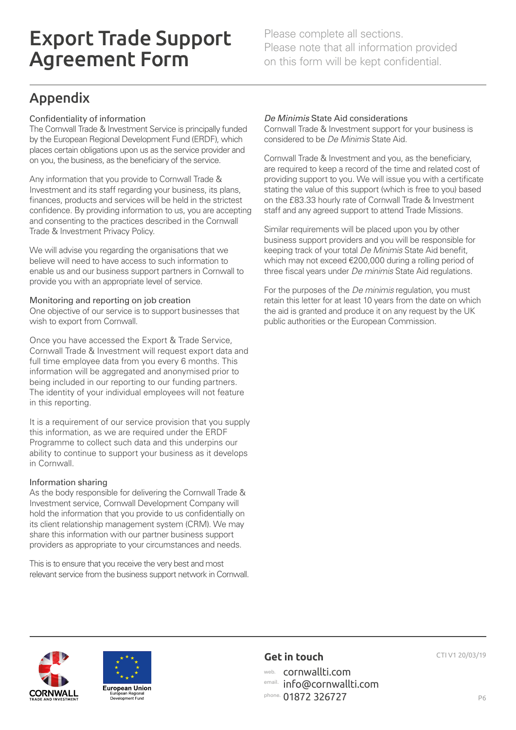# Export Trade Support Agreement Form

Please complete all sections.
Please note that all information provided on this form will be kept confidential.

## Appendix

### Confidentiality of information

The Cornwall Trade & Investment Service is principally funded by the European Regional Development Fund (ERDF), which places certain obligations upon us as the service provider and on you, the business, as the beneficiary of the service.

Any information that you provide to Cornwall Trade & Investment and its staff regarding your business, its plans, finances, products and services will be held in the strictest confidence. By providing information to us, you are accepting and consenting to the practices described in the Cornwall Trade & Investment Privacy Policy.

We will advise you regarding the organisations that we believe will need to have access to such information to enable us and our business support partners in Cornwall to provide you with an appropriate level of service.

### Monitoring and reporting on job creation

One objective of our service is to support businesses that wish to export from Cornwall.

Once you have accessed the Export & Trade Service, Cornwall Trade & Investment will request export data and full time employee data from you every 6 months. This information will be aggregated and anonymised prior to being included in our reporting to our funding partners. The identity of your individual employees will not feature in this reporting.

It is a requirement of our service provision that you supply this information, as we are required under the ERDF Programme to collect such data and this underpins our ability to continue to support your business as it develops in Cornwall.

### Information sharing

As the body responsible for delivering the Cornwall Trade & Investment service, Cornwall Development Company will hold the information that you provide to us confidentially on its client relationship management system (CRM). We may share this information with our partner business support providers as appropriate to your circumstances and needs.

This is to ensure that you receive the very best and most relevant service from the business support network in Cornwall.

### *De Minimis* State Aid considerations

Cornwall Trade & Investment support for your business is considered to be *De Minimis* State Aid.

Cornwall Trade & Investment and you, as the beneficiary, are required to keep a record of the time and related cost of providing support to you. We will issue you with a certificate stating the value of this support (which is free to you) based on the £83.33 hourly rate of Cornwall Trade & Investment staff and any agreed support to attend Trade Missions.

Similar requirements will be placed upon you by other business support providers and you will be responsible for keeping track of your total *De Minimis* State Aid benefit, which may not exceed €200,000 during a rolling period of three fiscal years under *De minimis* State Aid regulations.

For the purposes of the *De minimis* regulation, you must retain this letter for at least 10 years from the date on which the aid is granted and produce it on any request by the UK public authorities or the European Commission.

CORNWALL TRADE AND INVESTMENT

European Union
European Regional Development Fund

### Get in touch

web. cornwallti.com
email. info@cornwallti.com
phone. 01872 326727

CTI V1 20/03/19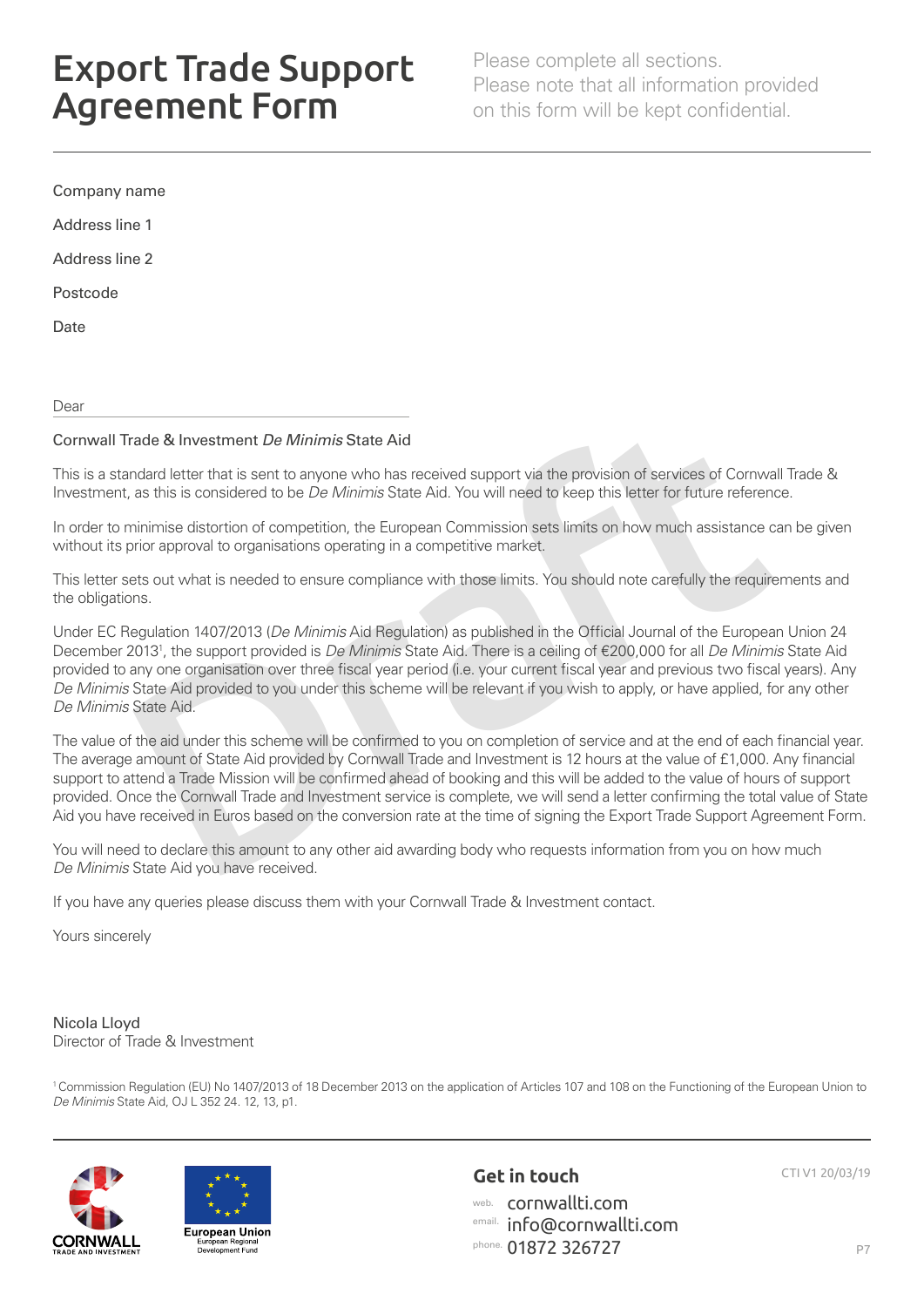# Export Trade Support Agreement Form

Please complete all sections.
Please note that all information provided on this form will be kept confidential.

Company name

Address line 1

Address line 2

Postcode

Date

Dear

Cornwall Trade & Investment *De Minimis* State Aid

This is a standard letter that is sent to anyone who has received support via the provision of services of Cornwall Trade & Investment, as this is considered to be *De Minimis* State Aid. You will need to keep this letter for future reference.

In order to minimise distortion of competition, the European Commission sets limits on how much assistance can be given without its prior approval to organisations operating in a competitive market.

This letter sets out what is needed to ensure compliance with those limits. You should note carefully the requirements and the obligations.

Under EC Regulation 1407/2013 (*De Minimis* Aid Regulation) as published in the Official Journal of the European Union 24 December 2013[1], the support provided is *De Minimis* State Aid. There is a ceiling of €200,000 for all *De Minimis* State Aid provided to any one organisation over three fiscal year period (i.e. your current fiscal year and previous two fiscal years). Any *De Minimis* State Aid provided to you under this scheme will be relevant if you wish to apply, or have applied, for any other *De Minimis* State Aid.

The value of the aid under this scheme will be confirmed to you on completion of service and at the end of each financial year. The average amount of State Aid provided by Cornwall Trade and Investment is 12 hours at the value of £1,000. Any financial support to attend a Trade Mission will be confirmed ahead of booking and this will be added to the value of hours of support provided. Once the Cornwall Trade and Investment service is complete, we will send a letter confirming the total value of State Aid you have received in Euros based on the conversion rate at the time of signing the Export Trade Support Agreement Form.

You will need to declare this amount to any other aid awarding body who requests information from you on how much *De Minimis* State Aid you have received.

If you have any queries please discuss them with your Cornwall Trade & Investment contact.

Yours sincerely

Nicola Lloyd
Director of Trade & Investment

[1] Commission Regulation (EU) No 1407/2013 of 18 December 2013 on the application of Articles 107 and 108 on the Functioning of the European Union to *De Minimis* State Aid, OJ L 352 24. 12, 13, p1.

CORNWALL TRADE AND INVESTMENT

European Union
European Regional Development Fund

**Get in touch**

web. cornwallti.com
email. info@cornwallti.com
phone. 01872 326727

CTI V1 20/03/19